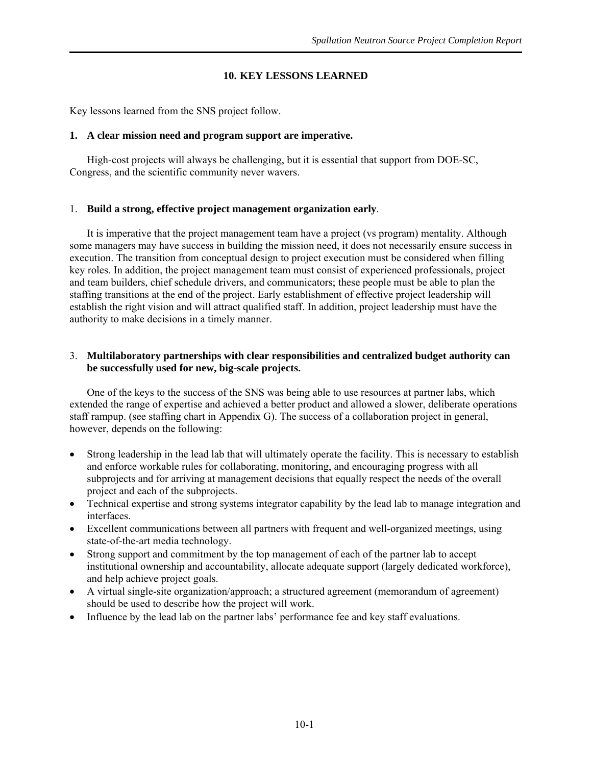## 10. KEY LESSONS LEARNED

Key lessons learned from the SNS project follow.

**1. A clear mission need and program support are imperative.**

High-cost projects will always be challenging, but it is essential that support from DOE-SC, Congress, and the scientific community never wavers.

1. **Build a strong, effective project management organization early**.

It is imperative that the project management team have a project (vs program) mentality. Although some managers may have success in building the mission need, it does not necessarily ensure success in execution. The transition from conceptual design to project execution must be considered when filling key roles. In addition, the project management team must consist of experienced professionals, project and team builders, chief schedule drivers, and communicators; these people must be able to plan the staffing transitions at the end of the project. Early establishment of effective project leadership will establish the right vision and will attract qualified staff. In addition, project leadership must have the authority to make decisions in a timely manner.

3. **Multilaboratory partnerships with clear responsibilities and centralized budget authority can be successfully used for new, big-scale projects.**

One of the keys to the success of the SNS was being able to use resources at partner labs, which extended the range of expertise and achieved a better product and allowed a slower, deliberate operations staff rampup. (see staffing chart in Appendix G). The success of a collaboration project in general, however, depends on the following:

- Strong leadership in the lead lab that will ultimately operate the facility. This is necessary to establish and enforce workable rules for collaborating, monitoring, and encouraging progress with all subprojects and for arriving at management decisions that equally respect the needs of the overall project and each of the subprojects.
- Technical expertise and strong systems integrator capability by the lead lab to manage integration and interfaces.
- Excellent communications between all partners with frequent and well-organized meetings, using state-of-the-art media technology.
- Strong support and commitment by the top management of each of the partner lab to accept institutional ownership and accountability, allocate adequate support (largely dedicated workforce), and help achieve project goals.
- A virtual single-site organization/approach; a structured agreement (memorandum of agreement) should be used to describe how the project will work.
- Influence by the lead lab on the partner labs' performance fee and key staff evaluations.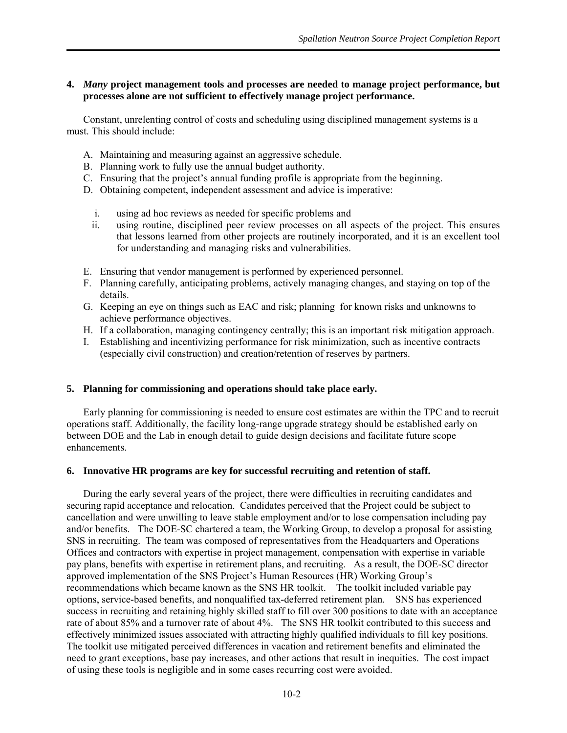**4. *Many* project management tools and processes are needed to manage project performance, but processes alone are not sufficient to effectively manage project performance.**

Constant, unrelenting control of costs and scheduling using disciplined management systems is a must. This should include:

A. Maintaining and measuring against an aggressive schedule.
B. Planning work to fully use the annual budget authority.
C. Ensuring that the project's annual funding profile is appropriate from the beginning.
D. Obtaining competent, independent assessment and advice is imperative:

   i. using ad hoc reviews as needed for specific problems and
   ii. using routine, disciplined peer review processes on all aspects of the project. This ensures that lessons learned from other projects are routinely incorporated, and it is an excellent tool for understanding and managing risks and vulnerabilities.

E. Ensuring that vendor management is performed by experienced personnel.
F. Planning carefully, anticipating problems, actively managing changes, and staying on top of the details.
G. Keeping an eye on things such as EAC and risk; planning for known risks and unknowns to achieve performance objectives.
H. If a collaboration, managing contingency centrally; this is an important risk mitigation approach.
I. Establishing and incentivizing performance for risk minimization, such as incentive contracts (especially civil construction) and creation/retention of reserves by partners.

**5. Planning for commissioning and operations should take place early.**

Early planning for commissioning is needed to ensure cost estimates are within the TPC and to recruit operations staff. Additionally, the facility long-range upgrade strategy should be established early on between DOE and the Lab in enough detail to guide design decisions and facilitate future scope enhancements.

**6. Innovative HR programs are key for successful recruiting and retention of staff.**

During the early several years of the project, there were difficulties in recruiting candidates and securing rapid acceptance and relocation. Candidates perceived that the Project could be subject to cancellation and were unwilling to leave stable employment and/or to lose compensation including pay and/or benefits. The DOE-SC chartered a team, the Working Group, to develop a proposal for assisting SNS in recruiting. The team was composed of representatives from the Headquarters and Operations Offices and contractors with expertise in project management, compensation with expertise in variable pay plans, benefits with expertise in retirement plans, and recruiting. As a result, the DOE-SC director approved implementation of the SNS Project's Human Resources (HR) Working Group's recommendations which became known as the SNS HR toolkit. The toolkit included variable pay options, service-based benefits, and nonqualified tax-deferred retirement plan. SNS has experienced success in recruiting and retaining highly skilled staff to fill over 300 positions to date with an acceptance rate of about 85% and a turnover rate of about 4%. The SNS HR toolkit contributed to this success and effectively minimized issues associated with attracting highly qualified individuals to fill key positions. The toolkit use mitigated perceived differences in vacation and retirement benefits and eliminated the need to grant exceptions, base pay increases, and other actions that result in inequities. The cost impact of using these tools is negligible and in some cases recurring cost were avoided.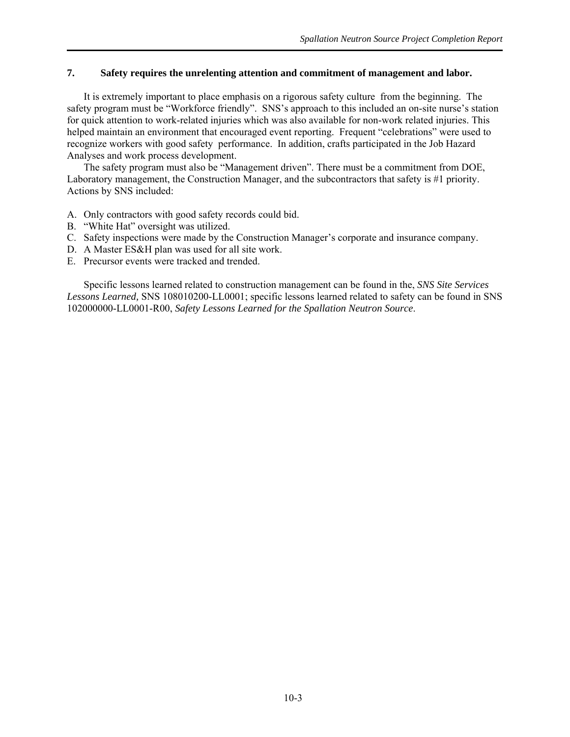**7. Safety requires the unrelenting attention and commitment of management and labor.**

It is extremely important to place emphasis on a rigorous safety culture from the beginning. The safety program must be "Workforce friendly". SNS's approach to this included an on-site nurse's station for quick attention to work-related injuries which was also available for non-work related injuries. This helped maintain an environment that encouraged event reporting. Frequent "celebrations" were used to recognize workers with good safety performance. In addition, crafts participated in the Job Hazard Analyses and work process development.

The safety program must also be "Management driven". There must be a commitment from DOE, Laboratory management, the Construction Manager, and the subcontractors that safety is #1 priority. Actions by SNS included:

A. Only contractors with good safety records could bid.
B. "White Hat" oversight was utilized.
C. Safety inspections were made by the Construction Manager's corporate and insurance company.
D. A Master ES&H plan was used for all site work.
E. Precursor events were tracked and trended.

Specific lessons learned related to construction management can be found in the, *SNS Site Services Lessons Learned,* SNS 108010200-LL0001; specific lessons learned related to safety can be found in SNS 102000000-LL0001-R00, *Safety Lessons Learned for the Spallation Neutron Source*.